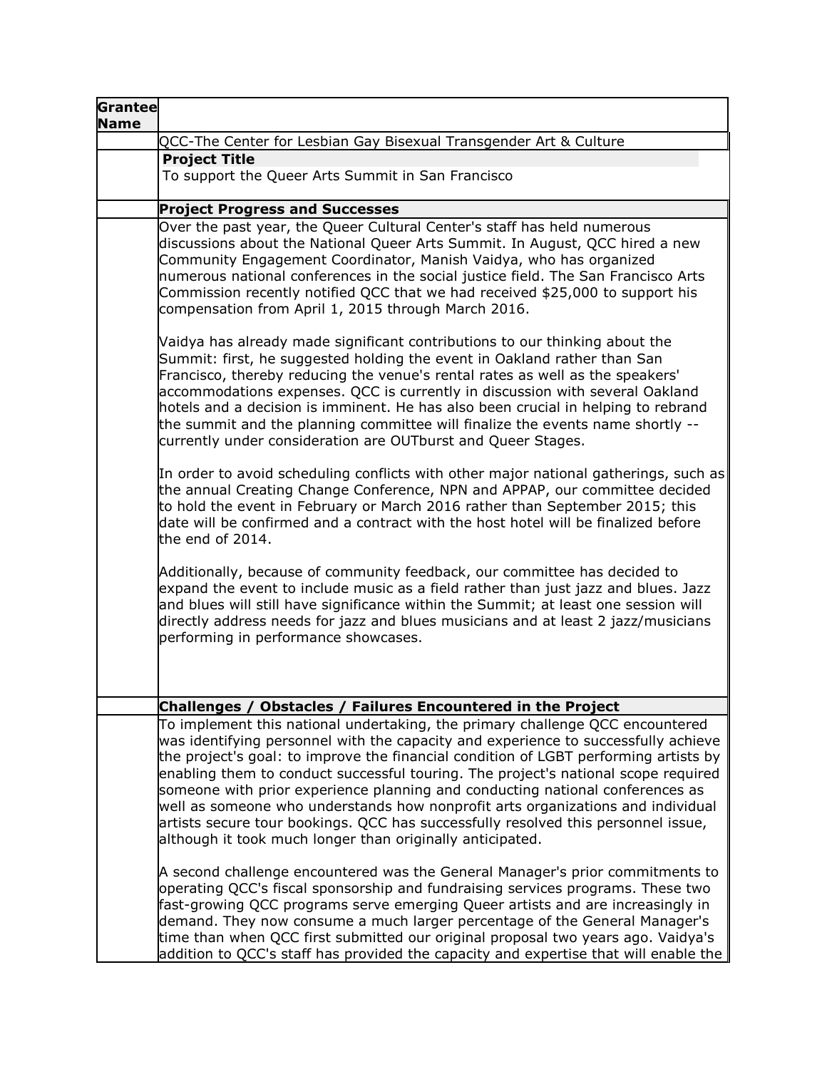| Grantee Name | |
|---|---|
| | QCC-The Center for Lesbian Gay Bisexual Transgender Art & Culture |

**Project Title**

To support the Queer Arts Summit in San Francisco

**Project Progress and Successes**

Over the past year, the Queer Cultural Center's staff has held numerous discussions about the National Queer Arts Summit. In August, QCC hired a new Community Engagement Coordinator, Manish Vaidya, who has organized numerous national conferences in the social justice field. The San Francisco Arts Commission recently notified QCC that we had received $25,000 to support his compensation from April 1, 2015 through March 2016.

Vaidya has already made significant contributions to our thinking about the Summit: first, he suggested holding the event in Oakland rather than San Francisco, thereby reducing the venue's rental rates as well as the speakers' accommodations expenses. QCC is currently in discussion with several Oakland hotels and a decision is imminent. He has also been crucial in helping to rebrand the summit and the planning committee will finalize the events name shortly -- currently under consideration are OUTburst and Queer Stages.

In order to avoid scheduling conflicts with other major national gatherings, such as the annual Creating Change Conference, NPN and APPAP, our committee decided to hold the event in February or March 2016 rather than September 2015; this date will be confirmed and a contract with the host hotel will be finalized before the end of 2014.

Additionally, because of community feedback, our committee has decided to expand the event to include music as a field rather than just jazz and blues. Jazz and blues will still have significance within the Summit; at least one session will directly address needs for jazz and blues musicians and at least 2 jazz/musicians performing in performance showcases.

**Challenges / Obstacles / Failures Encountered in the Project**

To implement this national undertaking, the primary challenge QCC encountered was identifying personnel with the capacity and experience to successfully achieve the project's goal: to improve the financial condition of LGBT performing artists by enabling them to conduct successful touring. The project's national scope required someone with prior experience planning and conducting national conferences as well as someone who understands how nonprofit arts organizations and individual artists secure tour bookings. QCC has successfully resolved this personnel issue, although it took much longer than originally anticipated.

A second challenge encountered was the General Manager's prior commitments to operating QCC's fiscal sponsorship and fundraising services programs. These two fast-growing QCC programs serve emerging Queer artists and are increasingly in demand. They now consume a much larger percentage of the General Manager's time than when QCC first submitted our original proposal two years ago. Vaidya's addition to QCC's staff has provided the capacity and expertise that will enable the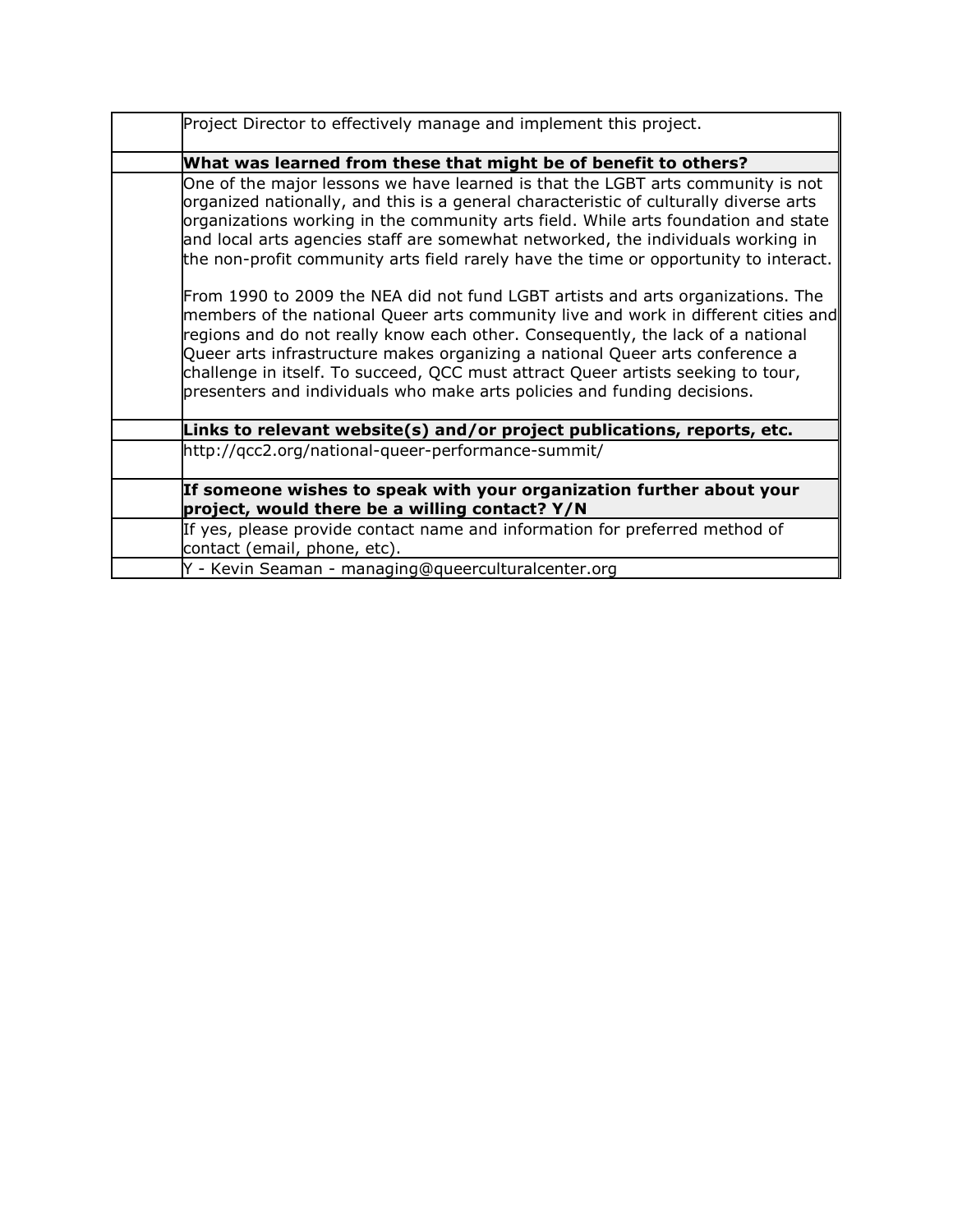| | |
|---|---|
| | Project Director to effectively manage and implement this project. |
| | **What was learned from these that might be of benefit to others?** |
| | One of the major lessons we have learned is that the LGBT arts community is not organized nationally, and this is a general characteristic of culturally diverse arts organizations working in the community arts field. While arts foundation and state and local arts agencies staff are somewhat networked, the individuals working in the non-profit community arts field rarely have the time or opportunity to interact.<br><br>From 1990 to 2009 the NEA did not fund LGBT artists and arts organizations. The members of the national Queer arts community live and work in different cities and regions and do not really know each other. Consequently, the lack of a national Queer arts infrastructure makes organizing a national Queer arts conference a challenge in itself. To succeed, QCC must attract Queer artists seeking to tour, presenters and individuals who make arts policies and funding decisions. |
| | **Links to relevant website(s) and/or project publications, reports, etc.** |
| | http://qcc2.org/national-queer-performance-summit/ |
| | **If someone wishes to speak with your organization further about your project, would there be a willing contact? Y/N** |
| | If yes, please provide contact name and information for preferred method of contact (email, phone, etc). |
| | Y - Kevin Seaman - managing@queerculturalcenter.org |